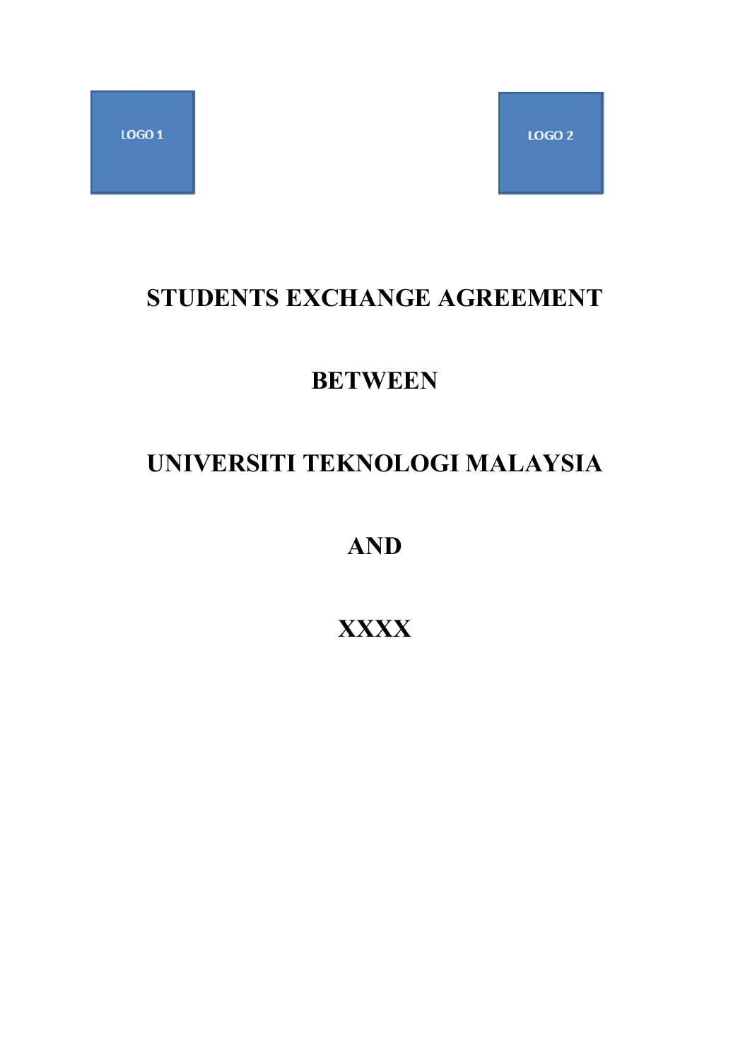LOGO 1

LOGO 2

# STUDENTS EXCHANGE AGREEMENT

# BETWEEN

# UNIVERSITI TEKNOLOGI MALAYSIA

# AND

# XXXX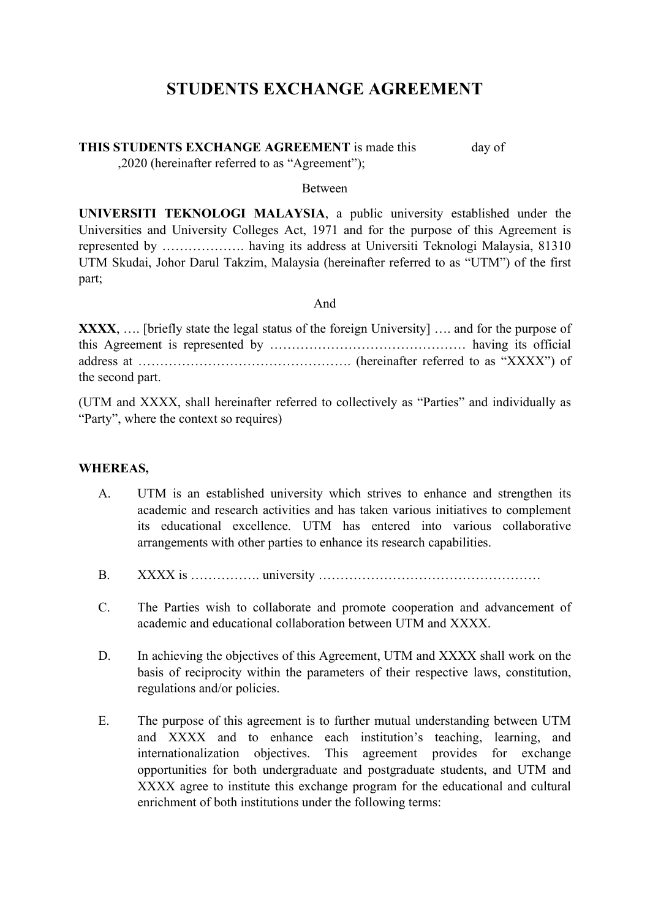# STUDENTS EXCHANGE AGREEMENT

**THIS STUDENTS EXCHANGE AGREEMENT** is made this day of ,2020 (hereinafter referred to as "Agreement");

Between

**UNIVERSITI TEKNOLOGI MALAYSIA**, a public university established under the Universities and University Colleges Act, 1971 and for the purpose of this Agreement is represented by ………………. having its address at Universiti Teknologi Malaysia, 81310 UTM Skudai, Johor Darul Takzim, Malaysia (hereinafter referred to as "UTM") of the first part;

And

**XXXX**, …. [briefly state the legal status of the foreign University] …. and for the purpose of this Agreement is represented by ……………………………………… having its official address at …………………………………………. (hereinafter referred to as "XXXX") of the second part.

(UTM and XXXX, shall hereinafter referred to collectively as "Parties" and individually as "Party", where the context so requires)

**WHEREAS,**

A. UTM is an established university which strives to enhance and strengthen its academic and research activities and has taken various initiatives to complement its educational excellence. UTM has entered into various collaborative arrangements with other parties to enhance its research capabilities.

B. XXXX is ……………. university ……………………………………………

C. The Parties wish to collaborate and promote cooperation and advancement of academic and educational collaboration between UTM and XXXX.

D. In achieving the objectives of this Agreement, UTM and XXXX shall work on the basis of reciprocity within the parameters of their respective laws, constitution, regulations and/or policies.

E. The purpose of this agreement is to further mutual understanding between UTM and XXXX and to enhance each institution's teaching, learning, and internationalization objectives. This agreement provides for exchange opportunities for both undergraduate and postgraduate students, and UTM and XXXX agree to institute this exchange program for the educational and cultural enrichment of both institutions under the following terms: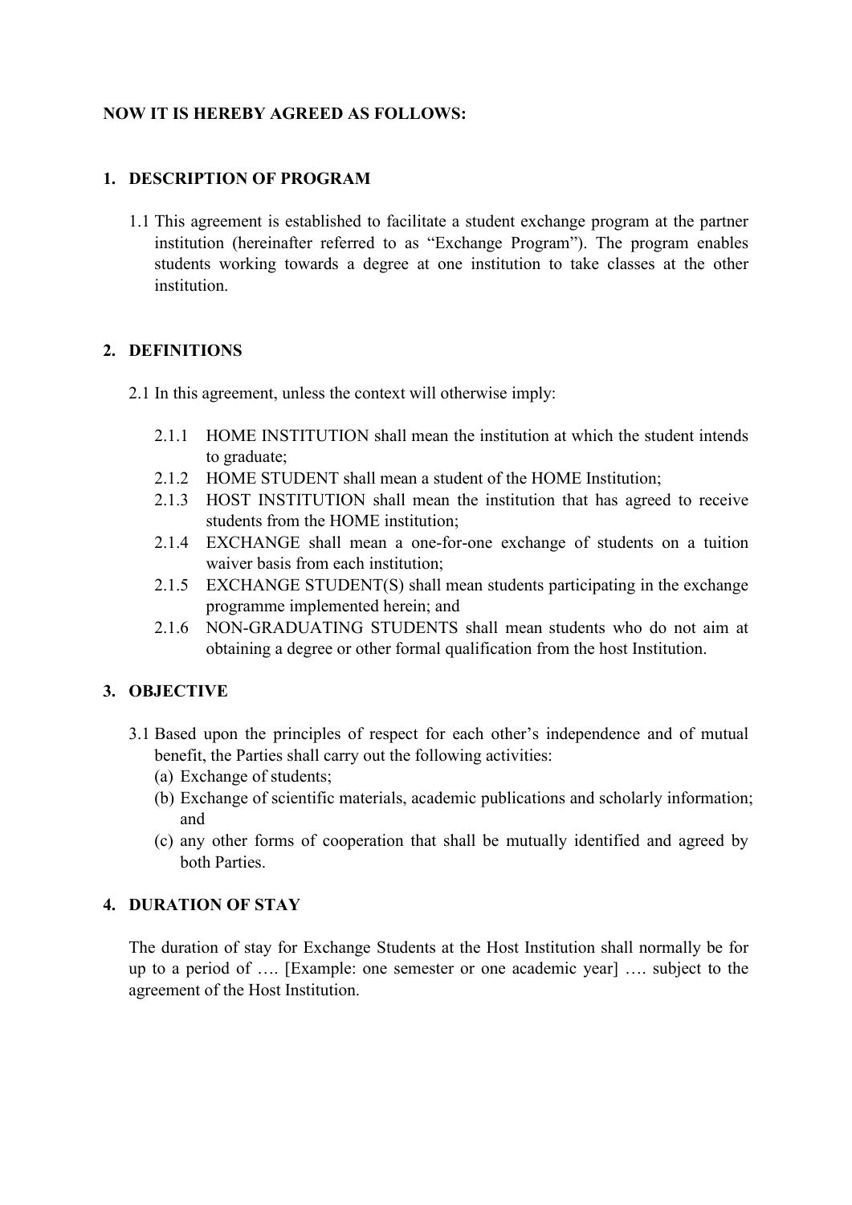**NOW IT IS HEREBY AGREED AS FOLLOWS:**

## 1. DESCRIPTION OF PROGRAM

1.1 This agreement is established to facilitate a student exchange program at the partner institution (hereinafter referred to as "Exchange Program"). The program enables students working towards a degree at one institution to take classes at the other institution.

## 2. DEFINITIONS

2.1 In this agreement, unless the context will otherwise imply:

- 2.1.1 HOME INSTITUTION shall mean the institution at which the student intends to graduate;
- 2.1.2 HOME STUDENT shall mean a student of the HOME Institution;
- 2.1.3 HOST INSTITUTION shall mean the institution that has agreed to receive students from the HOME institution;
- 2.1.4 EXCHANGE shall mean a one-for-one exchange of students on a tuition waiver basis from each institution;
- 2.1.5 EXCHANGE STUDENT(S) shall mean students participating in the exchange programme implemented herein; and
- 2.1.6 NON-GRADUATING STUDENTS shall mean students who do not aim at obtaining a degree or other formal qualification from the host Institution.

## 3. OBJECTIVE

3.1 Based upon the principles of respect for each other's independence and of mutual benefit, the Parties shall carry out the following activities:

(a) Exchange of students;

(b) Exchange of scientific materials, academic publications and scholarly information; and

(c) any other forms of cooperation that shall be mutually identified and agreed by both Parties.

## 4. DURATION OF STAY

The duration of stay for Exchange Students at the Host Institution shall normally be for up to a period of …. [Example: one semester or one academic year] …. subject to the agreement of the Host Institution.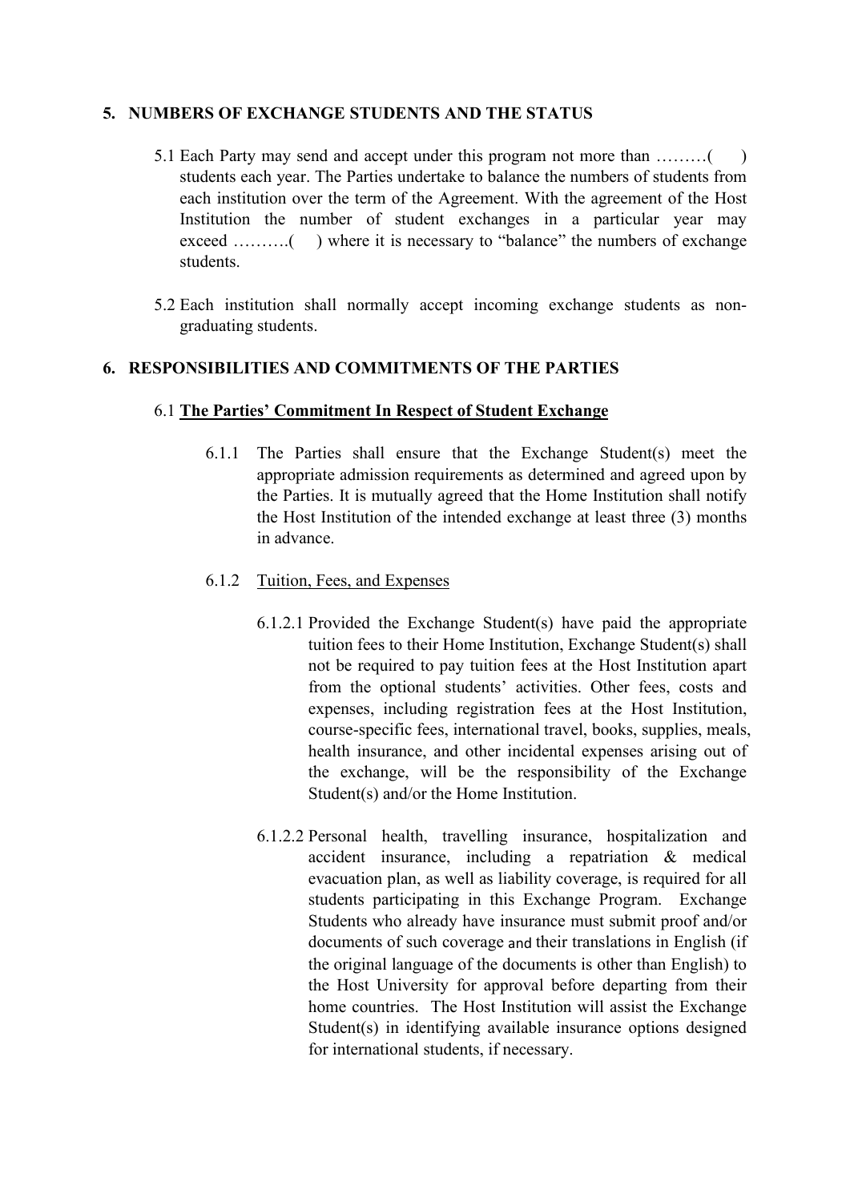## 5. NUMBERS OF EXCHANGE STUDENTS AND THE STATUS

5.1 Each Party may send and accept under this program not more than ………( ) students each year. The Parties undertake to balance the numbers of students from each institution over the term of the Agreement. With the agreement of the Host Institution the number of student exchanges in a particular year may exceed ……….( ) where it is necessary to "balance" the numbers of exchange students.

5.2 Each institution shall normally accept incoming exchange students as non-graduating students.

## 6. RESPONSIBILITIES AND COMMITMENTS OF THE PARTIES

### 6.1 **<u>The Parties' Commitment In Respect of Student Exchange</u>**

6.1.1 The Parties shall ensure that the Exchange Student(s) meet the appropriate admission requirements as determined and agreed upon by the Parties. It is mutually agreed that the Home Institution shall notify the Host Institution of the intended exchange at least three (3) months in advance.

6.1.2 <u>Tuition, Fees, and Expenses</u>

6.1.2.1 Provided the Exchange Student(s) have paid the appropriate tuition fees to their Home Institution, Exchange Student(s) shall not be required to pay tuition fees at the Host Institution apart from the optional students' activities. Other fees, costs and expenses, including registration fees at the Host Institution, course-specific fees, international travel, books, supplies, meals, health insurance, and other incidental expenses arising out of the exchange, will be the responsibility of the Exchange Student(s) and/or the Home Institution.

6.1.2.2 Personal health, travelling insurance, hospitalization and accident insurance, including a repatriation & medical evacuation plan, as well as liability coverage, is required for all students participating in this Exchange Program. Exchange Students who already have insurance must submit proof and/or documents of such coverage and their translations in English (if the original language of the documents is other than English) to the Host University for approval before departing from their home countries. The Host Institution will assist the Exchange Student(s) in identifying available insurance options designed for international students, if necessary.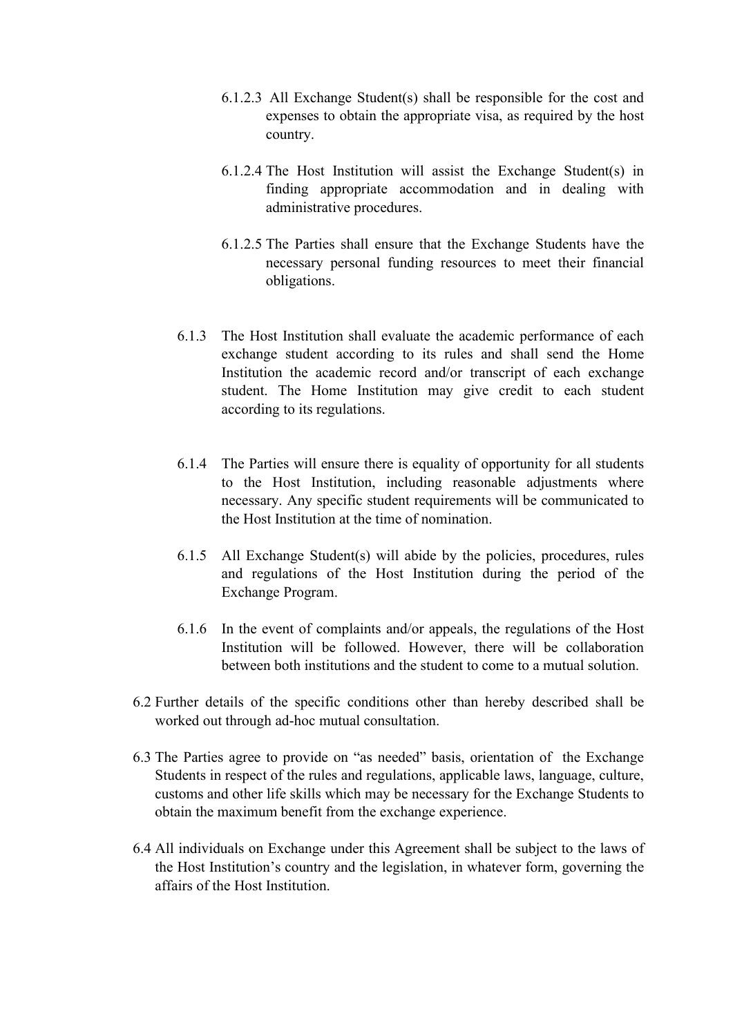6.1.2.3 All Exchange Student(s) shall be responsible for the cost and expenses to obtain the appropriate visa, as required by the host country.

6.1.2.4 The Host Institution will assist the Exchange Student(s) in finding appropriate accommodation and in dealing with administrative procedures.

6.1.2.5 The Parties shall ensure that the Exchange Students have the necessary personal funding resources to meet their financial obligations.

6.1.3 The Host Institution shall evaluate the academic performance of each exchange student according to its rules and shall send the Home Institution the academic record and/or transcript of each exchange student. The Home Institution may give credit to each student according to its regulations.

6.1.4 The Parties will ensure there is equality of opportunity for all students to the Host Institution, including reasonable adjustments where necessary. Any specific student requirements will be communicated to the Host Institution at the time of nomination.

6.1.5 All Exchange Student(s) will abide by the policies, procedures, rules and regulations of the Host Institution during the period of the Exchange Program.

6.1.6 In the event of complaints and/or appeals, the regulations of the Host Institution will be followed. However, there will be collaboration between both institutions and the student to come to a mutual solution.

6.2 Further details of the specific conditions other than hereby described shall be worked out through ad-hoc mutual consultation.

6.3 The Parties agree to provide on "as needed" basis, orientation of the Exchange Students in respect of the rules and regulations, applicable laws, language, culture, customs and other life skills which may be necessary for the Exchange Students to obtain the maximum benefit from the exchange experience.

6.4 All individuals on Exchange under this Agreement shall be subject to the laws of the Host Institution's country and the legislation, in whatever form, governing the affairs of the Host Institution.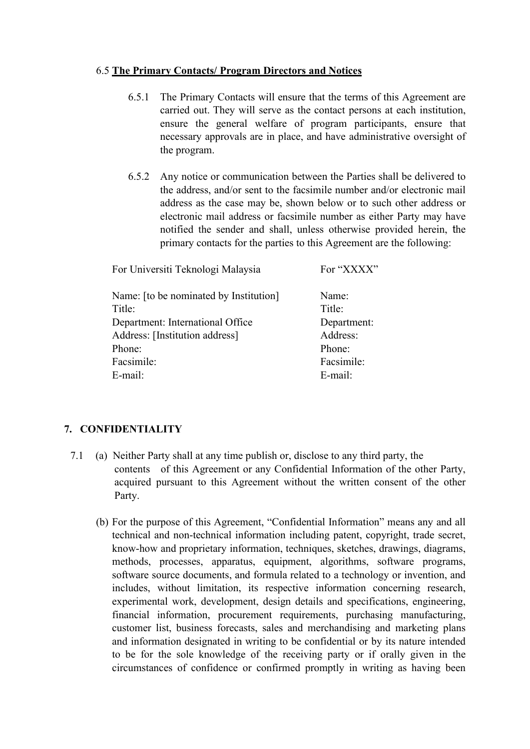6.5 **The Primary Contacts/ Program Directors and Notices**

6.5.1 The Primary Contacts will ensure that the terms of this Agreement are carried out. They will serve as the contact persons at each institution, ensure the general welfare of program participants, ensure that necessary approvals are in place, and have administrative oversight of the program.

6.5.2 Any notice or communication between the Parties shall be delivered to the address, and/or sent to the facsimile number and/or electronic mail address as the case may be, shown below or to such other address or electronic mail address or facsimile number as either Party may have notified the sender and shall, unless otherwise provided herein, the primary contacts for the parties to this Agreement are the following:

| For Universiti Teknologi Malaysia | For "XXXX" |
|---|---|
| Name: [to be nominated by Institution] | Name: |
| Title: | Title: |
| Department: International Office | Department: |
| Address: [Institution address] | Address: |
| Phone: | Phone: |
| Facsimile: | Facsimile: |
| E-mail: | E-mail: |

## 7. CONFIDENTIALITY

7.1 (a) Neither Party shall at any time publish or, disclose to any third party, the contents of this Agreement or any Confidential Information of the other Party, acquired pursuant to this Agreement without the written consent of the other Party.

(b) For the purpose of this Agreement, "Confidential Information" means any and all technical and non-technical information including patent, copyright, trade secret, know-how and proprietary information, techniques, sketches, drawings, diagrams, methods, processes, apparatus, equipment, algorithms, software programs, software source documents, and formula related to a technology or invention, and includes, without limitation, its respective information concerning research, experimental work, development, design details and specifications, engineering, financial information, procurement requirements, purchasing manufacturing, customer list, business forecasts, sales and merchandising and marketing plans and information designated in writing to be confidential or by its nature intended to be for the sole knowledge of the receiving party or if orally given in the circumstances of confidence or confirmed promptly in writing as having been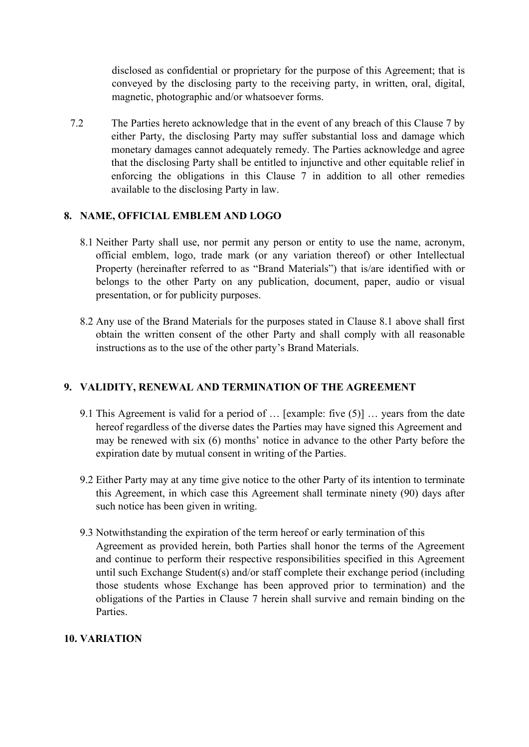disclosed as confidential or proprietary for the purpose of this Agreement; that is conveyed by the disclosing party to the receiving party, in written, oral, digital, magnetic, photographic and/or whatsoever forms.

7.2 The Parties hereto acknowledge that in the event of any breach of this Clause 7 by either Party, the disclosing Party may suffer substantial loss and damage which monetary damages cannot adequately remedy. The Parties acknowledge and agree that the disclosing Party shall be entitled to injunctive and other equitable relief in enforcing the obligations in this Clause 7 in addition to all other remedies available to the disclosing Party in law.

## 8. NAME, OFFICIAL EMBLEM AND LOGO

8.1 Neither Party shall use, nor permit any person or entity to use the name, acronym, official emblem, logo, trade mark (or any variation thereof) or other Intellectual Property (hereinafter referred to as "Brand Materials") that is/are identified with or belongs to the other Party on any publication, document, paper, audio or visual presentation, or for publicity purposes.

8.2 Any use of the Brand Materials for the purposes stated in Clause 8.1 above shall first obtain the written consent of the other Party and shall comply with all reasonable instructions as to the use of the other party's Brand Materials.

## 9. VALIDITY, RENEWAL AND TERMINATION OF THE AGREEMENT

9.1 This Agreement is valid for a period of … [example: five (5)] … years from the date hereof regardless of the diverse dates the Parties may have signed this Agreement and may be renewed with six (6) months' notice in advance to the other Party before the expiration date by mutual consent in writing of the Parties.

9.2 Either Party may at any time give notice to the other Party of its intention to terminate this Agreement, in which case this Agreement shall terminate ninety (90) days after such notice has been given in writing.

9.3 Notwithstanding the expiration of the term hereof or early termination of this Agreement as provided herein, both Parties shall honor the terms of the Agreement and continue to perform their respective responsibilities specified in this Agreement until such Exchange Student(s) and/or staff complete their exchange period (including those students whose Exchange has been approved prior to termination) and the obligations of the Parties in Clause 7 herein shall survive and remain binding on the Parties.

## 10. VARIATION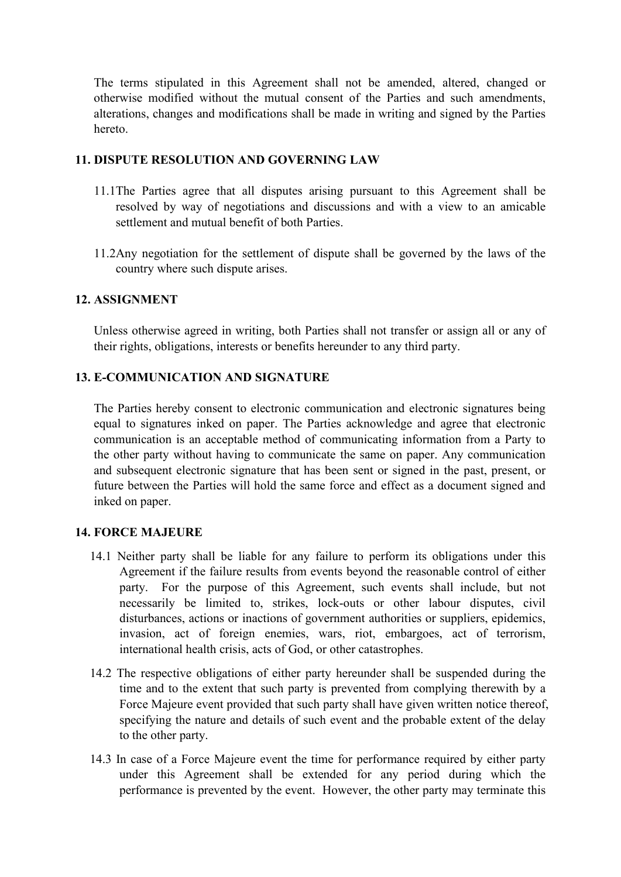The terms stipulated in this Agreement shall not be amended, altered, changed or otherwise modified without the mutual consent of the Parties and such amendments, alterations, changes and modifications shall be made in writing and signed by the Parties hereto.

## 11. DISPUTE RESOLUTION AND GOVERNING LAW

11.1 The Parties agree that all disputes arising pursuant to this Agreement shall be resolved by way of negotiations and discussions and with a view to an amicable settlement and mutual benefit of both Parties.

11.2 Any negotiation for the settlement of dispute shall be governed by the laws of the country where such dispute arises.

## 12. ASSIGNMENT

Unless otherwise agreed in writing, both Parties shall not transfer or assign all or any of their rights, obligations, interests or benefits hereunder to any third party.

## 13. E-COMMUNICATION AND SIGNATURE

The Parties hereby consent to electronic communication and electronic signatures being equal to signatures inked on paper. The Parties acknowledge and agree that electronic communication is an acceptable method of communicating information from a Party to the other party without having to communicate the same on paper. Any communication and subsequent electronic signature that has been sent or signed in the past, present, or future between the Parties will hold the same force and effect as a document signed and inked on paper.

## 14. FORCE MAJEURE

14.1 Neither party shall be liable for any failure to perform its obligations under this Agreement if the failure results from events beyond the reasonable control of either party. For the purpose of this Agreement, such events shall include, but not necessarily be limited to, strikes, lock-outs or other labour disputes, civil disturbances, actions or inactions of government authorities or suppliers, epidemics, invasion, act of foreign enemies, wars, riot, embargoes, act of terrorism, international health crisis, acts of God, or other catastrophes.

14.2 The respective obligations of either party hereunder shall be suspended during the time and to the extent that such party is prevented from complying therewith by a Force Majeure event provided that such party shall have given written notice thereof, specifying the nature and details of such event and the probable extent of the delay to the other party.

14.3 In case of a Force Majeure event the time for performance required by either party under this Agreement shall be extended for any period during which the performance is prevented by the event. However, the other party may terminate this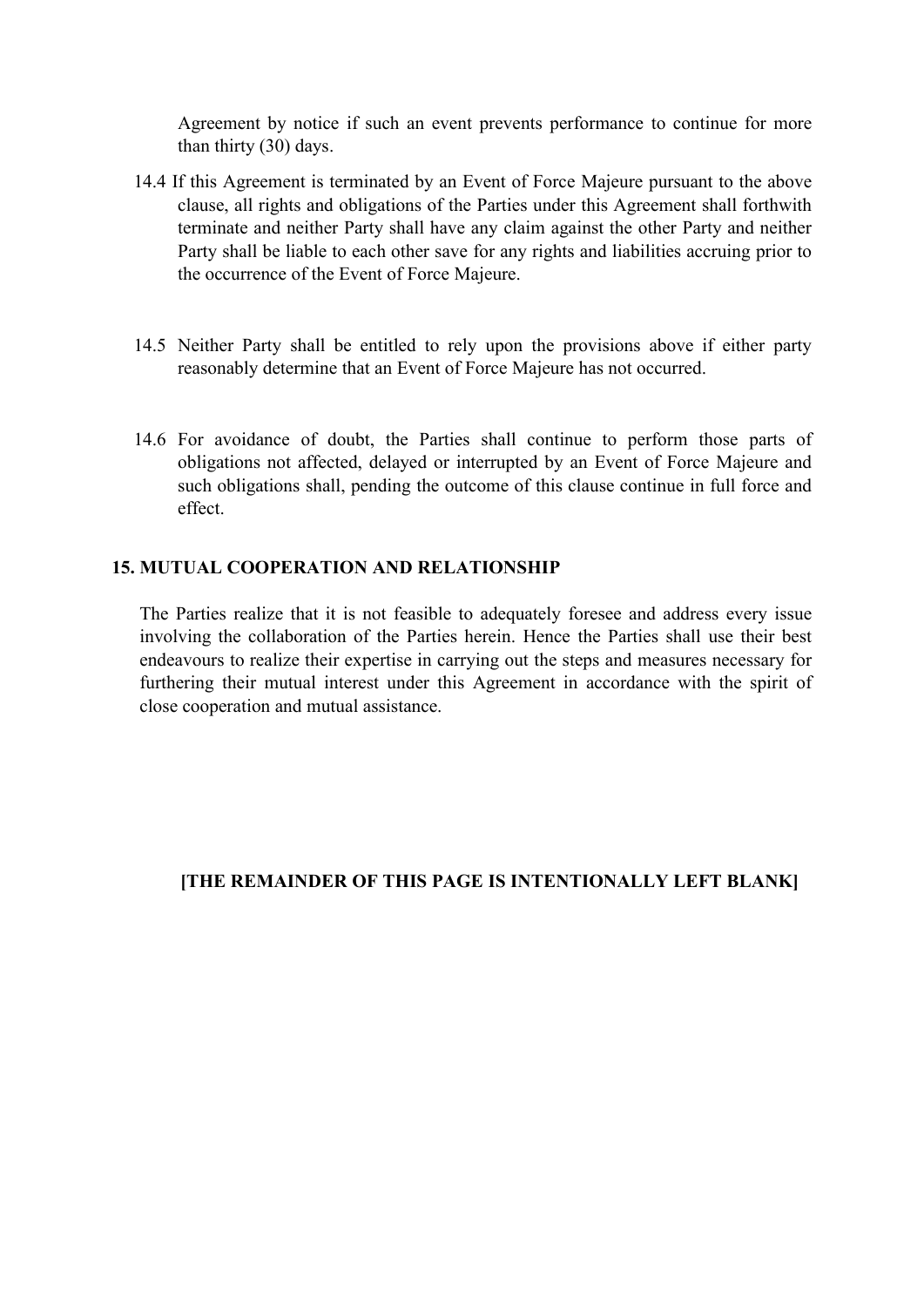Agreement by notice if such an event prevents performance to continue for more than thirty (30) days.

14.4 If this Agreement is terminated by an Event of Force Majeure pursuant to the above clause, all rights and obligations of the Parties under this Agreement shall forthwith terminate and neither Party shall have any claim against the other Party and neither Party shall be liable to each other save for any rights and liabilities accruing prior to the occurrence of the Event of Force Majeure.

14.5 Neither Party shall be entitled to rely upon the provisions above if either party reasonably determine that an Event of Force Majeure has not occurred.

14.6 For avoidance of doubt, the Parties shall continue to perform those parts of obligations not affected, delayed or interrupted by an Event of Force Majeure and such obligations shall, pending the outcome of this clause continue in full force and effect.

## 15. MUTUAL COOPERATION AND RELATIONSHIP

The Parties realize that it is not feasible to adequately foresee and address every issue involving the collaboration of the Parties herein. Hence the Parties shall use their best endeavours to realize their expertise in carrying out the steps and measures necessary for furthering their mutual interest under this Agreement in accordance with the spirit of close cooperation and mutual assistance.

**[THE REMAINDER OF THIS PAGE IS INTENTIONALLY LEFT BLANK]**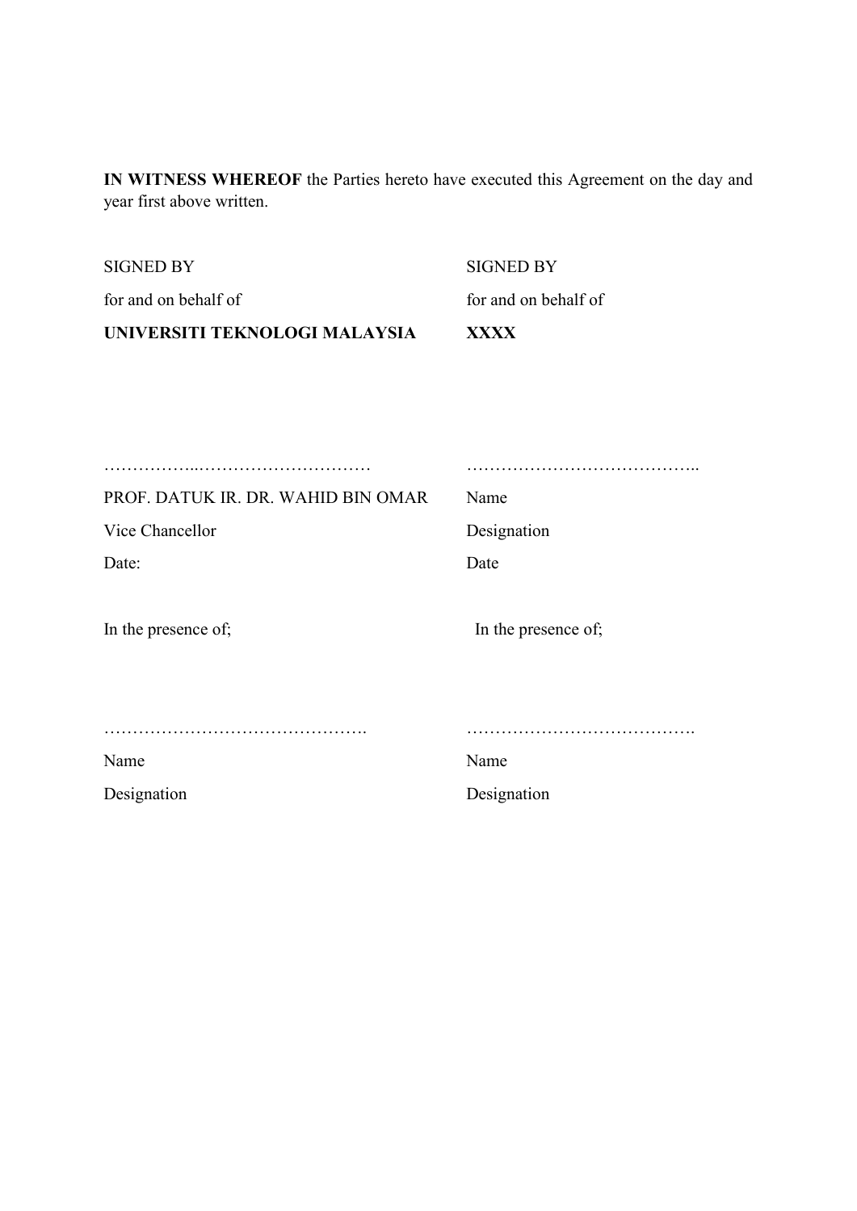**IN WITNESS WHEREOF** the Parties hereto have executed this Agreement on the day and year first above written.

SIGNED BY
for and on behalf of
**UNIVERSITI TEKNOLOGI MALAYSIA**

…………...…………………………
PROF. DATUK IR. DR. WAHID BIN OMAR
Vice Chancellor
Date:

In the presence of;

……………………………………….
Name
Designation

SIGNED BY
for and on behalf of
**XXXX**

…………………………………..
Name
Designation
Date

In the presence of;

………………………………….
Name
Designation